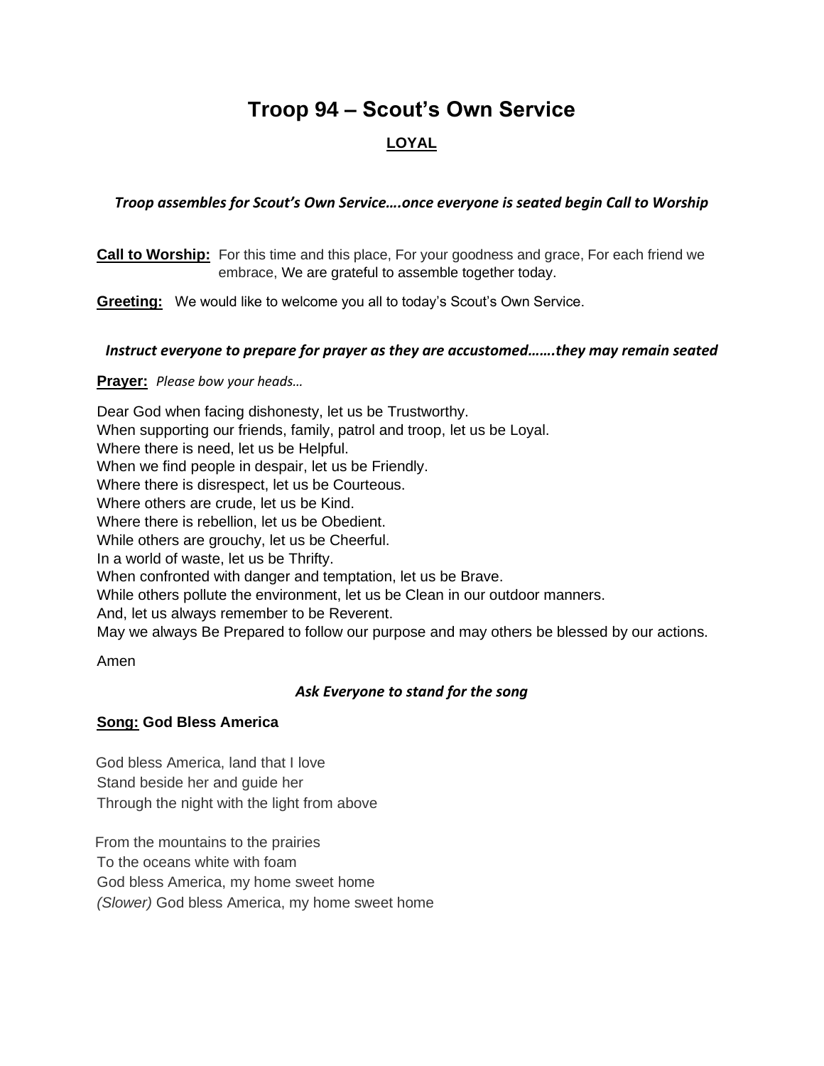# Troop 94 – Scout's Own Service

## LOYAL

***Troop assembles for Scout's Own Service….once everyone is seated begin Call to Worship***

**Call to Worship:** For this time and this place, For your goodness and grace, For each friend we embrace, We are grateful to assemble together today.

**Greeting:** We would like to welcome you all to today's Scout's Own Service.

***Instruct everyone to prepare for prayer as they are accustomed…….they may remain seated***

**Prayer:** *Please bow your heads…*

Dear God when facing dishonesty, let us be Trustworthy.
When supporting our friends, family, patrol and troop, let us be Loyal.
Where there is need, let us be Helpful.
When we find people in despair, let us be Friendly.
Where there is disrespect, let us be Courteous.
Where others are crude, let us be Kind.
Where there is rebellion, let us be Obedient.
While others are grouchy, let us be Cheerful.
In a world of waste, let us be Thrifty.
When confronted with danger and temptation, let us be Brave.
While others pollute the environment, let us be Clean in our outdoor manners.
And, let us always remember to be Reverent.
May we always Be Prepared to follow our purpose and may others be blessed by our actions.

Amen

***Ask Everyone to stand for the song***

**Song: God Bless America**

God bless America, land that I love
Stand beside her and guide her
Through the night with the light from above

From the mountains to the prairies
To the oceans white with foam
God bless America, my home sweet home
*(Slower)* God bless America, my home sweet home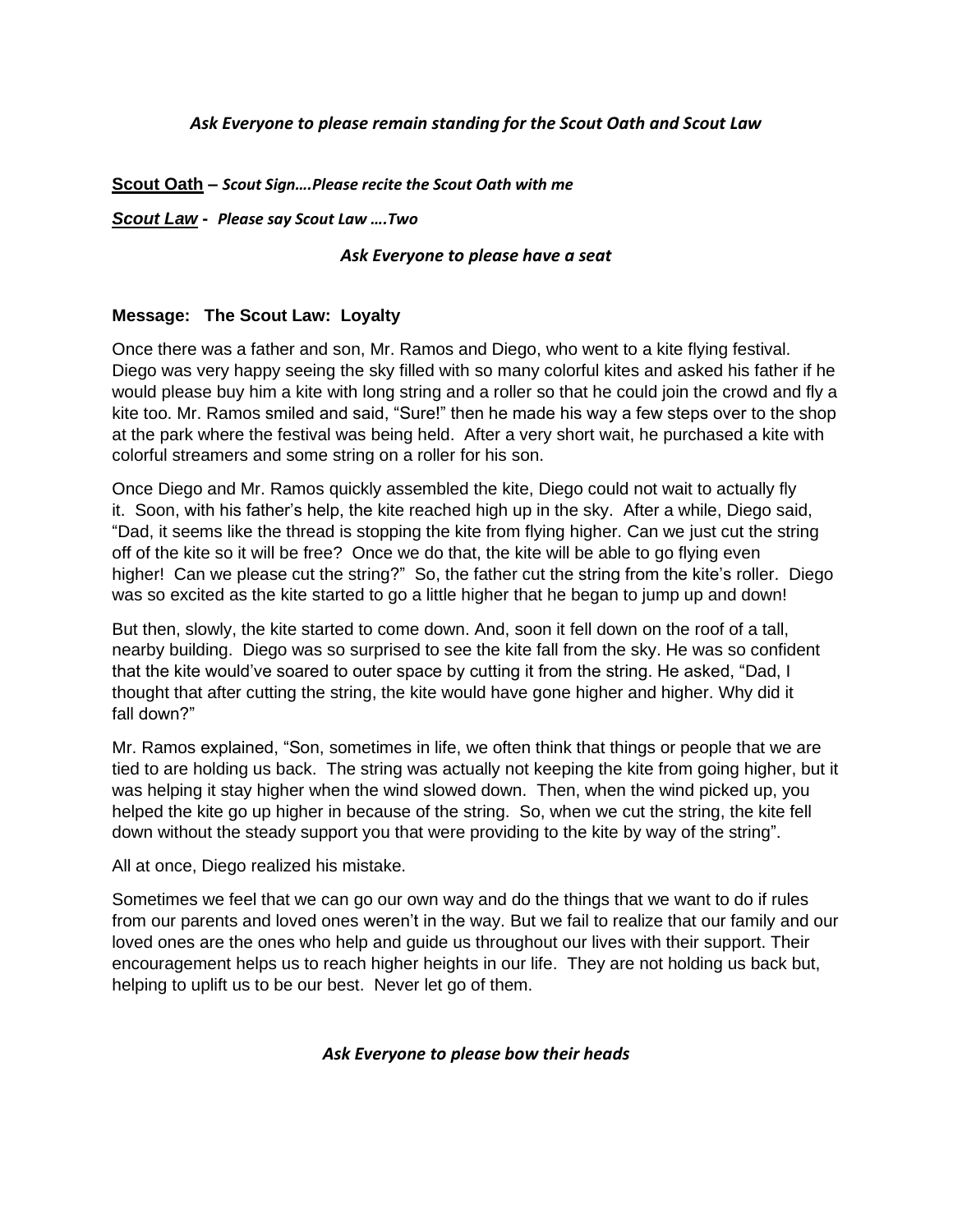*Ask Everyone to please remain standing for the Scout Oath and Scout Law*

**Scout Oath** – ***Scout Sign….Please recite the Scout Oath with me***

***Scout Law*** **-** ***Please say Scout Law ….Two***

*Ask Everyone to please have a seat*

**Message: The Scout Law: Loyalty**

Once there was a father and son, Mr. Ramos and Diego, who went to a kite flying festival. Diego was very happy seeing the sky filled with so many colorful kites and asked his father if he would please buy him a kite with long string and a roller so that he could join the crowd and fly a kite too. Mr. Ramos smiled and said, "Sure!" then he made his way a few steps over to the shop at the park where the festival was being held. After a very short wait, he purchased a kite with colorful streamers and some string on a roller for his son.

Once Diego and Mr. Ramos quickly assembled the kite, Diego could not wait to actually fly it. Soon, with his father's help, the kite reached high up in the sky. After a while, Diego said, "Dad, it seems like the thread is stopping the kite from flying higher. Can we just cut the string off of the kite so it will be free? Once we do that, the kite will be able to go flying even higher! Can we please cut the string?" So, the father cut the string from the kite's roller. Diego was so excited as the kite started to go a little higher that he began to jump up and down!

But then, slowly, the kite started to come down. And, soon it fell down on the roof of a tall, nearby building. Diego was so surprised to see the kite fall from the sky. He was so confident that the kite would've soared to outer space by cutting it from the string. He asked, "Dad, I thought that after cutting the string, the kite would have gone higher and higher. Why did it fall down?"

Mr. Ramos explained, "Son, sometimes in life, we often think that things or people that we are tied to are holding us back. The string was actually not keeping the kite from going higher, but it was helping it stay higher when the wind slowed down. Then, when the wind picked up, you helped the kite go up higher in because of the string. So, when we cut the string, the kite fell down without the steady support you that were providing to the kite by way of the string".

All at once, Diego realized his mistake.

Sometimes we feel that we can go our own way and do the things that we want to do if rules from our parents and loved ones weren't in the way. But we fail to realize that our family and our loved ones are the ones who help and guide us throughout our lives with their support. Their encouragement helps us to reach higher heights in our life. They are not holding us back but, helping to uplift us to be our best. Never let go of them.

*Ask Everyone to please bow their heads*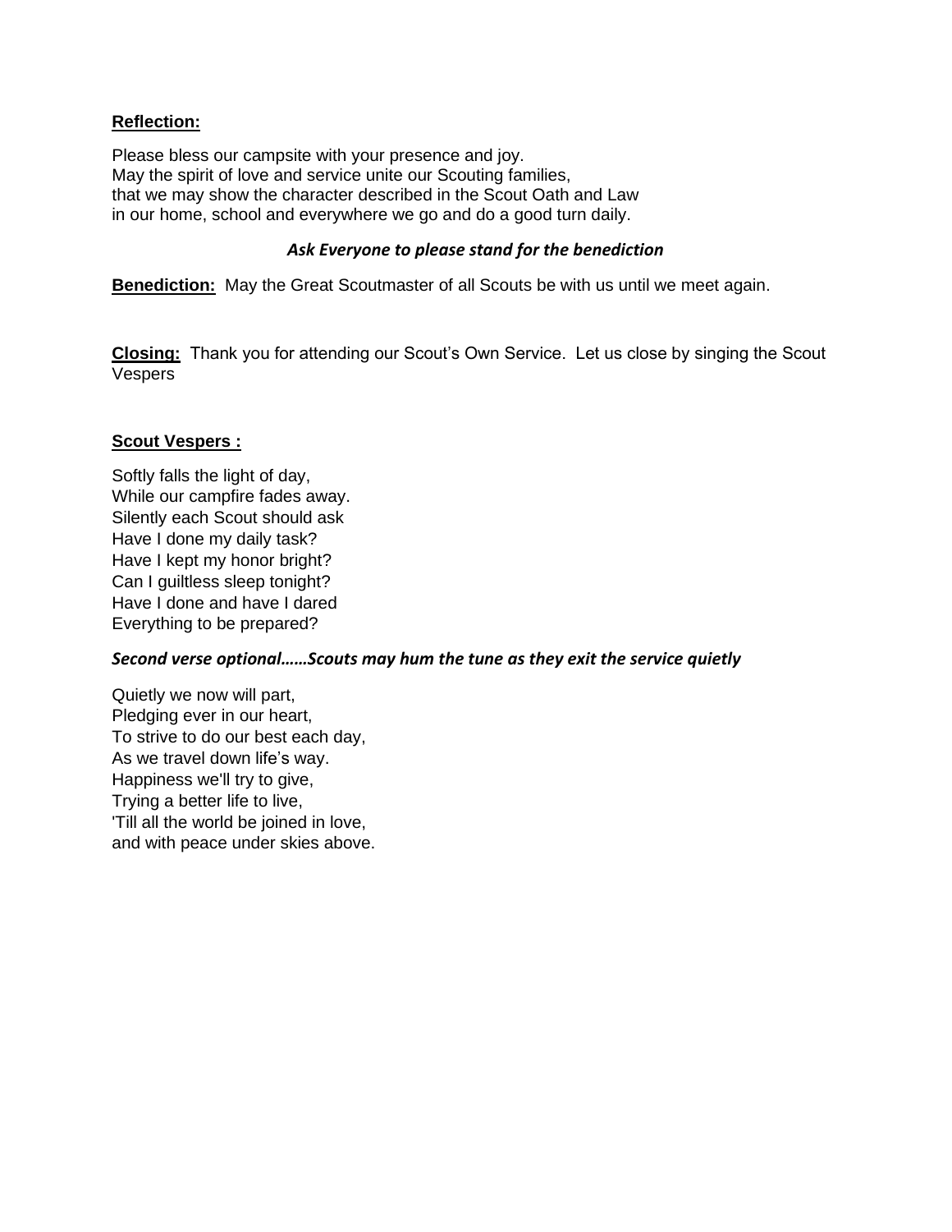**Reflection:**

Please bless our campsite with your presence and joy.
May the spirit of love and service unite our Scouting families,
that we may show the character described in the Scout Oath and Law
in our home, school and everywhere we go and do a good turn daily.

***Ask Everyone to please stand for the benediction***

**Benediction:** May the Great Scoutmaster of all Scouts be with us until we meet again.

**Closing:** Thank you for attending our Scout's Own Service. Let us close by singing the Scout Vespers

**Scout Vespers :**

Softly falls the light of day,
While our campfire fades away.
Silently each Scout should ask
Have I done my daily task?
Have I kept my honor bright?
Can I guiltless sleep tonight?
Have I done and have I dared
Everything to be prepared?

***Second verse optional……Scouts may hum the tune as they exit the service quietly***

Quietly we now will part,
Pledging ever in our heart,
To strive to do our best each day,
As we travel down life's way.
Happiness we'll try to give,
Trying a better life to live,
'Till all the world be joined in love,
and with peace under skies above.